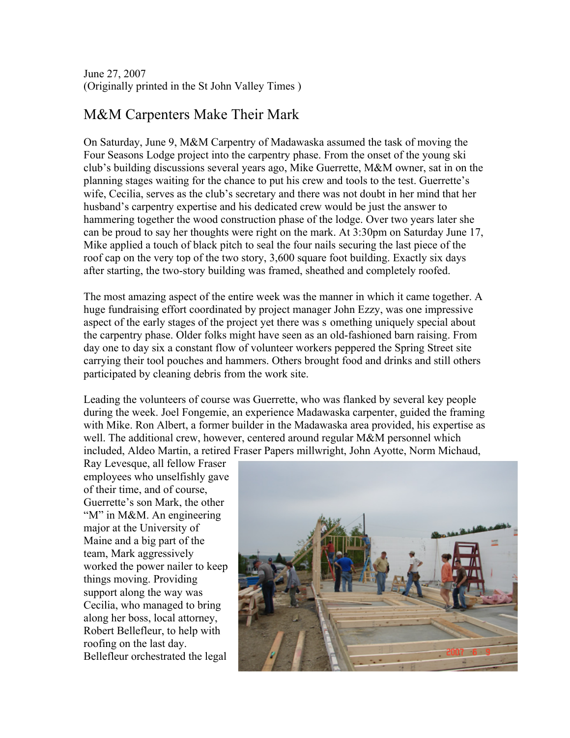June 27, 2007
(Originally printed in the St John Valley Times )

# M&M Carpenters Make Their Mark

On Saturday, June 9, M&M Carpentry of Madawaska assumed the task of moving the Four Seasons Lodge project into the carpentry phase. From the onset of the young ski club's building discussions several years ago, Mike Guerrette, M&M owner, sat in on the planning stages waiting for the chance to put his crew and tools to the test. Guerrette's wife, Cecilia, serves as the club's secretary and there was not doubt in her mind that her husband's carpentry expertise and his dedicated crew would be just the answer to hammering together the wood construction phase of the lodge. Over two years later she can be proud to say her thoughts were right on the mark. At 3:30pm on Saturday June 17, Mike applied a touch of black pitch to seal the four nails securing the last piece of the roof cap on the very top of the two story, 3,600 square foot building. Exactly six days after starting, the two-story building was framed, sheathed and completely roofed.

The most amazing aspect of the entire week was the manner in which it came together. A huge fundraising effort coordinated by project manager John Ezzy, was one impressive aspect of the early stages of the project yet there was s omething uniquely special about the carpentry phase. Older folks might have seen as an old-fashioned barn raising. From day one to day six a constant flow of volunteer workers peppered the Spring Street site carrying their tool pouches and hammers. Others brought food and drinks and still others participated by cleaning debris from the work site.

Leading the volunteers of course was Guerrette, who was flanked by several key people during the week. Joel Fongemie, an experience Madawaska carpenter, guided the framing with Mike. Ron Albert, a former builder in the Madawaska area provided, his expertise as well. The additional crew, however, centered around regular M&M personnel which included, Aldeo Martin, a retired Fraser Papers millwright, John Ayotte, Norm Michaud, Ray Levesque, all fellow Fraser employees who unselfishly gave of their time, and of course, Guerrette's son Mark, the other "M" in M&M. An engineering major at the University of Maine and a big part of the team, Mark aggressively worked the power nailer to keep things moving. Providing support along the way was Cecilia, who managed to bring along her boss, local attorney, Robert Bellefleur, to help with roofing on the last day. Bellefleur orchestrated the legal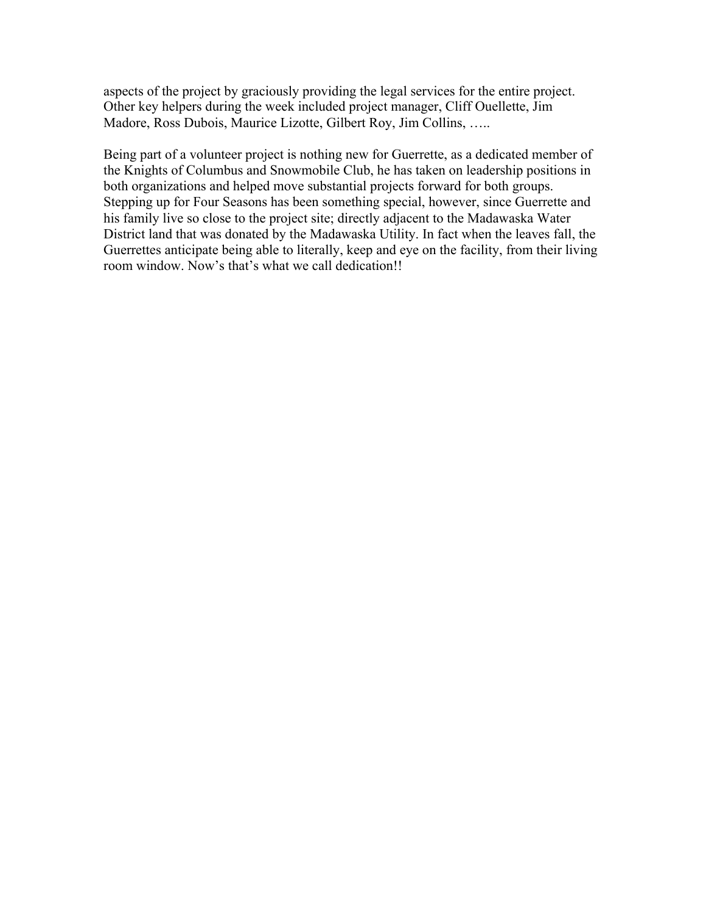aspects of the project by graciously providing the legal services for the entire project. Other key helpers during the week included project manager, Cliff Ouellette, Jim Madore, Ross Dubois, Maurice Lizotte, Gilbert Roy, Jim Collins, …..

Being part of a volunteer project is nothing new for Guerrette, as a dedicated member of the Knights of Columbus and Snowmobile Club, he has taken on leadership positions in both organizations and helped move substantial projects forward for both groups. Stepping up for Four Seasons has been something special, however, since Guerrette and his family live so close to the project site; directly adjacent to the Madawaska Water District land that was donated by the Madawaska Utility. In fact when the leaves fall, the Guerrettes anticipate being able to literally, keep and eye on the facility, from their living room window. Now's that's what we call dedication!!